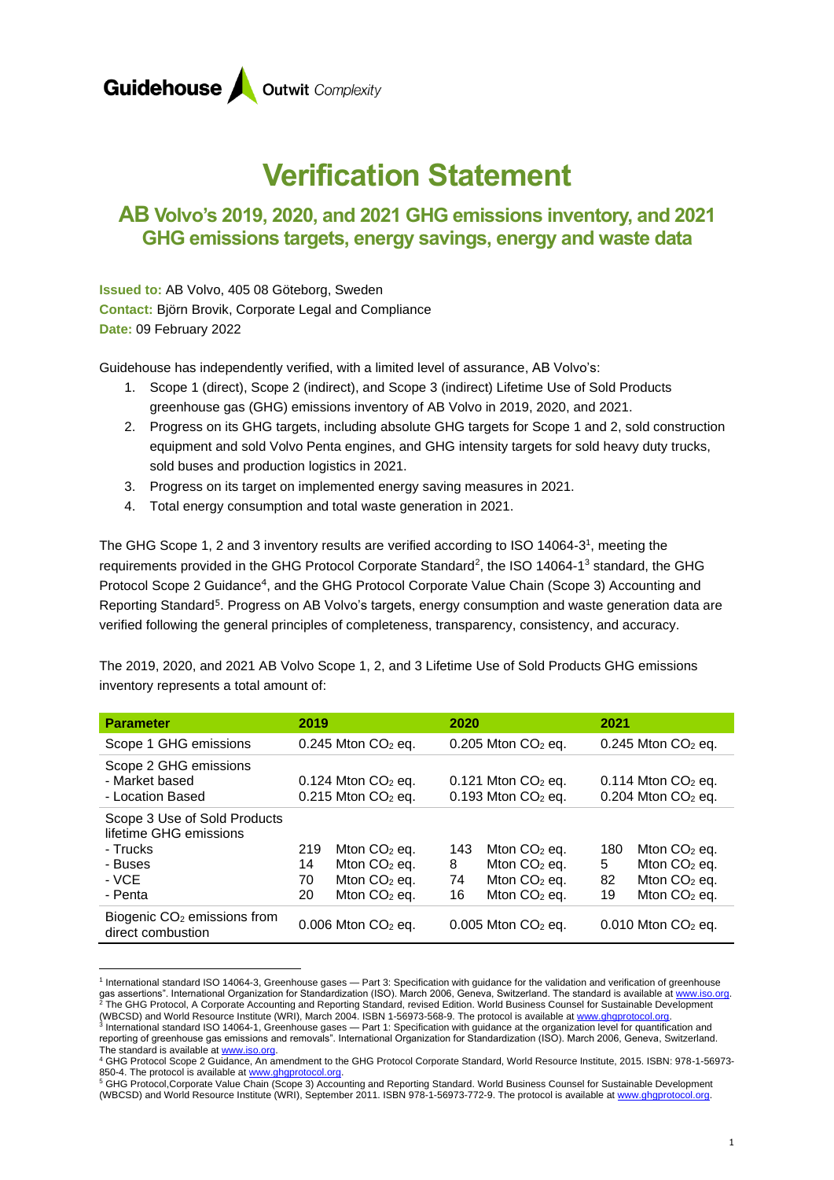Guidehouse Outwit *Complexity*

# Verification Statement

## AB Volvo's 2019, 2020, and 2021 GHG emissions inventory, and 2021 GHG emissions targets, energy savings, energy and waste data

**Issued to:** AB Volvo, 405 08 Göteborg, Sweden
**Contact:** Björn Brovik, Corporate Legal and Compliance
**Date:** 09 February 2022

Guidehouse has independently verified, with a limited level of assurance, AB Volvo's:

1. Scope 1 (direct), Scope 2 (indirect), and Scope 3 (indirect) Lifetime Use of Sold Products greenhouse gas (GHG) emissions inventory of AB Volvo in 2019, 2020, and 2021.
2. Progress on its GHG targets, including absolute GHG targets for Scope 1 and 2, sold construction equipment and sold Volvo Penta engines, and GHG intensity targets for sold heavy duty trucks, sold buses and production logistics in 2021.
3. Progress on its target on implemented energy saving measures in 2021.
4. Total energy consumption and total waste generation in 2021.

The GHG Scope 1, 2 and 3 inventory results are verified according to ISO 14064-3[1], meeting the requirements provided in the GHG Protocol Corporate Standard[2], the ISO 14064-1[3] standard, the GHG Protocol Scope 2 Guidance[4], and the GHG Protocol Corporate Value Chain (Scope 3) Accounting and Reporting Standard[5]. Progress on AB Volvo's targets, energy consumption and waste generation data are verified following the general principles of completeness, transparency, consistency, and accuracy.

The 2019, 2020, and 2021 AB Volvo Scope 1, 2, and 3 Lifetime Use of Sold Products GHG emissions inventory represents a total amount of:

| Parameter | 2019 | 2020 | 2021 |
|---|---|---|---|
| Scope 1 GHG emissions | 0.245 Mton $CO_2$ eq. | 0.205 Mton $CO_2$ eq. | 0.245 Mton $CO_2$ eq. |
| Scope 2 GHG emissions<br>- Market based<br>- Location Based | <br>0.124 Mton $CO_2$ eq.<br>0.215 Mton $CO_2$ eq. | <br>0.121 Mton $CO_2$ eq.<br>0.193 Mton $CO_2$ eq. | <br>0.114 Mton $CO_2$ eq.<br>0.204 Mton $CO_2$ eq. |
| Scope 3 Use of Sold Products lifetime GHG emissions<br>- Trucks<br>- Buses<br>- VCE<br>- Penta | <br>219 Mton $CO_2$ eq.<br>14 Mton $CO_2$ eq.<br>70 Mton $CO_2$ eq.<br>20 Mton $CO_2$ eq. | <br>143 Mton $CO_2$ eq.<br>8 Mton $CO_2$ eq.<br>74 Mton $CO_2$ eq.<br>16 Mton $CO_2$ eq. | <br>180 Mton $CO_2$ eq.<br>5 Mton $CO_2$ eq.<br>82 Mton $CO_2$ eq.<br>19 Mton $CO_2$ eq. |
| Biogenic $CO_2$ emissions from direct combustion | 0.006 Mton $CO_2$ eq. | 0.005 Mton $CO_2$ eq. | 0.010 Mton $CO_2$ eq. |

---

[1] International standard ISO 14064-3, Greenhouse gases — Part 3: Specification with guidance for the validation and verification of greenhouse gas assertions". International Organization for Standardization (ISO). March 2006, Geneva, Switzerland. The standard is available at www.iso.org.
[2] The GHG Protocol, A Corporate Accounting and Reporting Standard, revised Edition. World Business Counsel for Sustainable Development (WBCSD) and World Resource Institute (WRI), March 2004. ISBN 1-56973-568-9. The protocol is available at www.ghgprotocol.org.
[3] International standard ISO 14064-1, Greenhouse gases — Part 1: Specification with guidance at the organization level for quantification and reporting of greenhouse gas emissions and removals". International Organization for Standardization (ISO). March 2006, Geneva, Switzerland. The standard is available at www.iso.org.
[4] GHG Protocol Scope 2 Guidance, An amendment to the GHG Protocol Corporate Standard, World Resource Institute, 2015. ISBN: 978-1-56973-850-4. The protocol is available at www.ghgprotocol.org.
[5] GHG Protocol,Corporate Value Chain (Scope 3) Accounting and Reporting Standard. World Business Counsel for Sustainable Development (WBCSD) and World Resource Institute (WRI), September 2011. ISBN 978-1-56973-772-9. The protocol is available at www.ghgprotocol.org.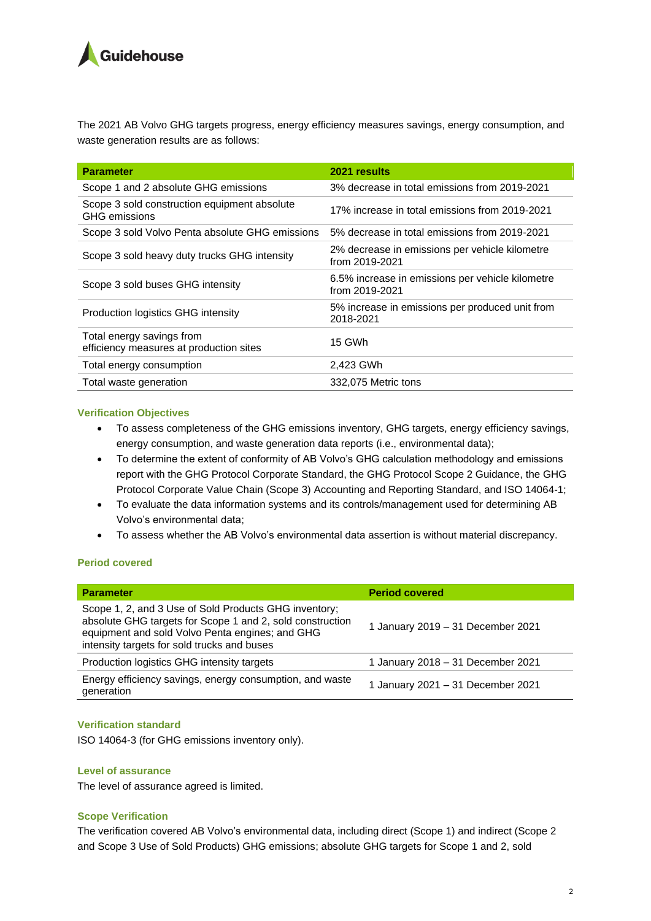The 2021 AB Volvo GHG targets progress, energy efficiency measures savings, energy consumption, and waste generation results are as follows:

| Parameter | 2021 results |
|---|---|
| Scope 1 and 2 absolute GHG emissions | 3% decrease in total emissions from 2019-2021 |
| Scope 3 sold construction equipment absolute GHG emissions | 17% increase in total emissions from 2019-2021 |
| Scope 3 sold Volvo Penta absolute GHG emissions | 5% decrease in total emissions from 2019-2021 |
| Scope 3 sold heavy duty trucks GHG intensity | 2% decrease in emissions per vehicle kilometre from 2019-2021 |
| Scope 3 sold buses GHG intensity | 6.5% increase in emissions per vehicle kilometre from 2019-2021 |
| Production logistics GHG intensity | 5% increase in emissions per produced unit from 2018-2021 |
| Total energy savings from efficiency measures at production sites | 15 GWh |
| Total energy consumption | 2,423 GWh |
| Total waste generation | 332,075 Metric tons |

### Verification Objectives

- To assess completeness of the GHG emissions inventory, GHG targets, energy efficiency savings, energy consumption, and waste generation data reports (i.e., environmental data);
- To determine the extent of conformity of AB Volvo's GHG calculation methodology and emissions report with the GHG Protocol Corporate Standard, the GHG Protocol Scope 2 Guidance, the GHG Protocol Corporate Value Chain (Scope 3) Accounting and Reporting Standard, and ISO 14064-1;
- To evaluate the data information systems and its controls/management used for determining AB Volvo's environmental data;
- To assess whether the AB Volvo's environmental data assertion is without material discrepancy.

### Period covered

| Parameter | Period covered |
|---|---|
| Scope 1, 2, and 3 Use of Sold Products GHG inventory; absolute GHG targets for Scope 1 and 2, sold construction equipment and sold Volvo Penta engines; and GHG intensity targets for sold trucks and buses | 1 January 2019 – 31 December 2021 |
| Production logistics GHG intensity targets | 1 January 2018 – 31 December 2021 |
| Energy efficiency savings, energy consumption, and waste generation | 1 January 2021 – 31 December 2021 |

### Verification standard

ISO 14064-3 (for GHG emissions inventory only).

### Level of assurance

The level of assurance agreed is limited.

### Scope Verification

The verification covered AB Volvo's environmental data, including direct (Scope 1) and indirect (Scope 2 and Scope 3 Use of Sold Products) GHG emissions; absolute GHG targets for Scope 1 and 2, sold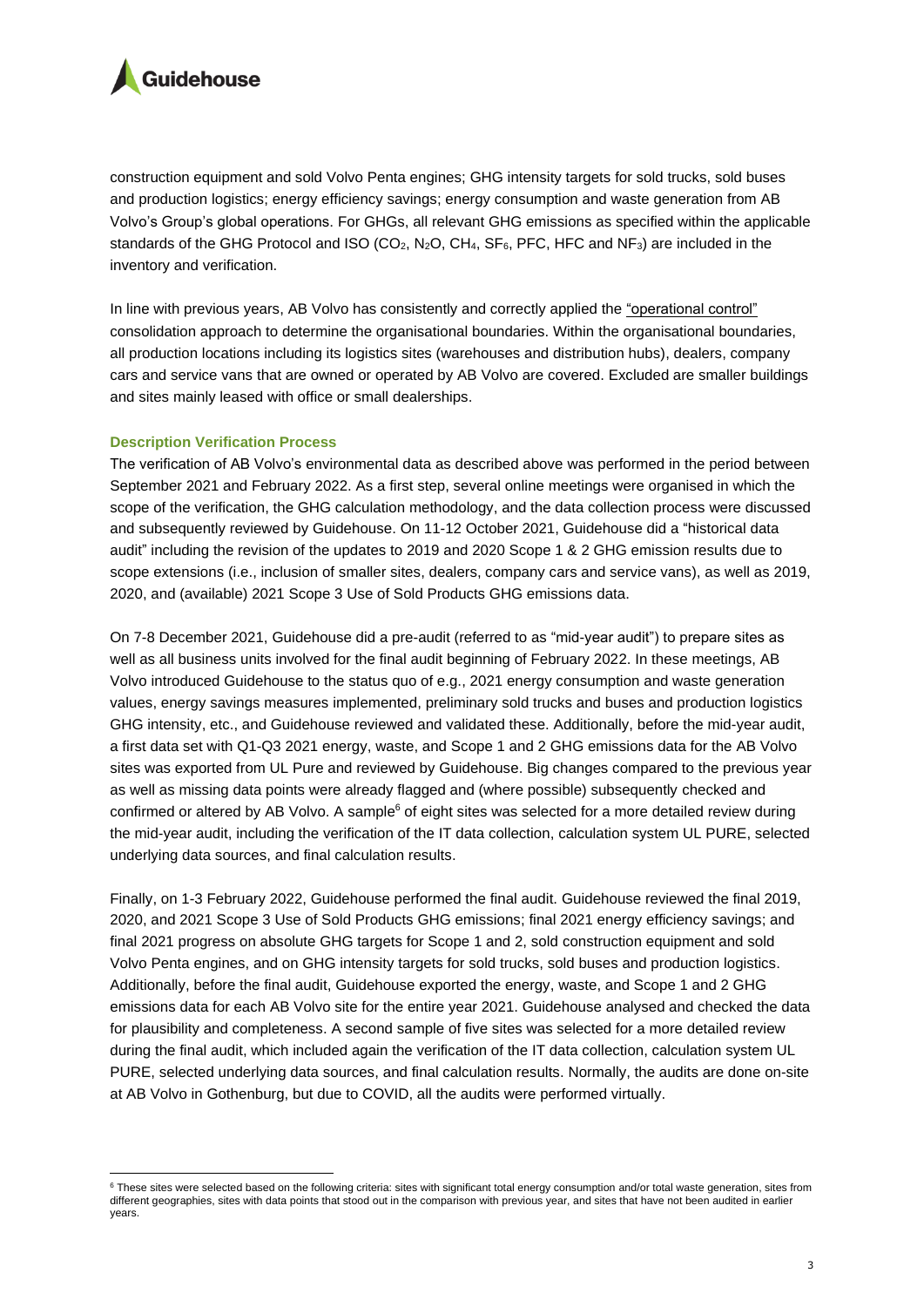construction equipment and sold Volvo Penta engines; GHG intensity targets for sold trucks, sold buses and production logistics; energy efficiency savings; energy consumption and waste generation from AB Volvo's Group's global operations. For GHGs, all relevant GHG emissions as specified within the applicable standards of the GHG Protocol and ISO ($CO_2$, $N_2O$, $CH_4$, $SF_6$, PFC, HFC and $NF_3$) are included in the inventory and verification.

In line with previous years, AB Volvo has consistently and correctly applied the "operational control" consolidation approach to determine the organisational boundaries. Within the organisational boundaries, all production locations including its logistics sites (warehouses and distribution hubs), dealers, company cars and service vans that are owned or operated by AB Volvo are covered. Excluded are smaller buildings and sites mainly leased with office or small dealerships.

### Description Verification Process

The verification of AB Volvo's environmental data as described above was performed in the period between September 2021 and February 2022. As a first step, several online meetings were organised in which the scope of the verification, the GHG calculation methodology, and the data collection process were discussed and subsequently reviewed by Guidehouse. On 11-12 October 2021, Guidehouse did a "historical data audit" including the revision of the updates to 2019 and 2020 Scope 1 & 2 GHG emission results due to scope extensions (i.e., inclusion of smaller sites, dealers, company cars and service vans), as well as 2019, 2020, and (available) 2021 Scope 3 Use of Sold Products GHG emissions data.

On 7-8 December 2021, Guidehouse did a pre-audit (referred to as "mid-year audit") to prepare sites as well as all business units involved for the final audit beginning of February 2022. In these meetings, AB Volvo introduced Guidehouse to the status quo of e.g., 2021 energy consumption and waste generation values, energy savings measures implemented, preliminary sold trucks and buses and production logistics GHG intensity, etc., and Guidehouse reviewed and validated these. Additionally, before the mid-year audit, a first data set with Q1-Q3 2021 energy, waste, and Scope 1 and 2 GHG emissions data for the AB Volvo sites was exported from UL Pure and reviewed by Guidehouse. Big changes compared to the previous year as well as missing data points were already flagged and (where possible) subsequently checked and confirmed or altered by AB Volvo. A sample[6] of eight sites was selected for a more detailed review during the mid-year audit, including the verification of the IT data collection, calculation system UL PURE, selected underlying data sources, and final calculation results.

Finally, on 1-3 February 2022, Guidehouse performed the final audit. Guidehouse reviewed the final 2019, 2020, and 2021 Scope 3 Use of Sold Products GHG emissions; final 2021 energy efficiency savings; and final 2021 progress on absolute GHG targets for Scope 1 and 2, sold construction equipment and sold Volvo Penta engines, and on GHG intensity targets for sold trucks, sold buses and production logistics. Additionally, before the final audit, Guidehouse exported the energy, waste, and Scope 1 and 2 GHG emissions data for each AB Volvo site for the entire year 2021. Guidehouse analysed and checked the data for plausibility and completeness. A second sample of five sites was selected for a more detailed review during the final audit, which included again the verification of the IT data collection, calculation system UL PURE, selected underlying data sources, and final calculation results. Normally, the audits are done on-site at AB Volvo in Gothenburg, but due to COVID, all the audits were performed virtually.

---

[6] These sites were selected based on the following criteria: sites with significant total energy consumption and/or total waste generation, sites from different geographies, sites with data points that stood out in the comparison with previous year, and sites that have not been audited in earlier years.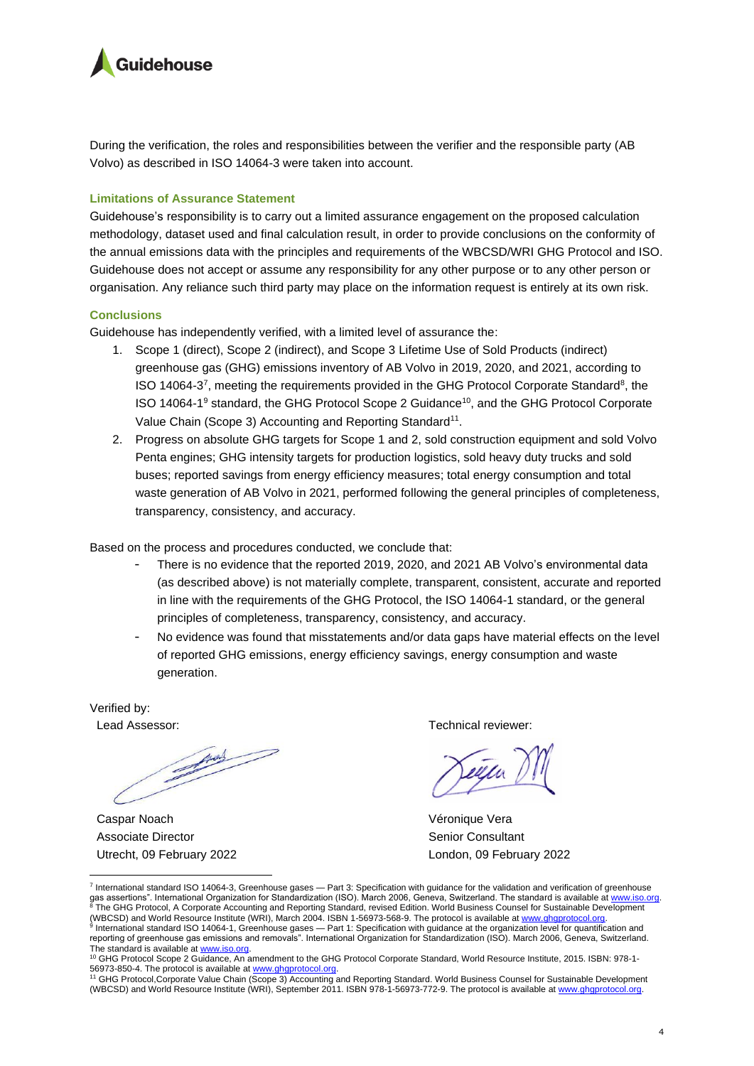During the verification, the roles and responsibilities between the verifier and the responsible party (AB Volvo) as described in ISO 14064-3 were taken into account.

### Limitations of Assurance Statement

Guidehouse's responsibility is to carry out a limited assurance engagement on the proposed calculation methodology, dataset used and final calculation result, in order to provide conclusions on the conformity of the annual emissions data with the principles and requirements of the WBCSD/WRI GHG Protocol and ISO. Guidehouse does not accept or assume any responsibility for any other purpose or to any other person or organisation. Any reliance such third party may place on the information request is entirely at its own risk.

### Conclusions

Guidehouse has independently verified, with a limited level of assurance the:

1. Scope 1 (direct), Scope 2 (indirect), and Scope 3 Lifetime Use of Sold Products (indirect) greenhouse gas (GHG) emissions inventory of AB Volvo in 2019, 2020, and 2021, according to ISO 14064-3[7], meeting the requirements provided in the GHG Protocol Corporate Standard[8], the ISO 14064-1[9] standard, the GHG Protocol Scope 2 Guidance[10], and the GHG Protocol Corporate Value Chain (Scope 3) Accounting and Reporting Standard[11].
2. Progress on absolute GHG targets for Scope 1 and 2, sold construction equipment and sold Volvo Penta engines; GHG intensity targets for production logistics, sold heavy duty trucks and sold buses; reported savings from energy efficiency measures; total energy consumption and total waste generation of AB Volvo in 2021, performed following the general principles of completeness, transparency, consistency, and accuracy.

Based on the process and procedures conducted, we conclude that:

- There is no evidence that the reported 2019, 2020, and 2021 AB Volvo's environmental data (as described above) is not materially complete, transparent, consistent, accurate and reported in line with the requirements of the GHG Protocol, the ISO 14064-1 standard, or the general principles of completeness, transparency, consistency, and accuracy.
- No evidence was found that misstatements and/or data gaps have material effects on the level of reported GHG emissions, energy efficiency savings, energy consumption and waste generation.

Verified by:

| Lead Assessor: | Technical reviewer: |
|---|---|
| Caspar Noach | Véronique Vera |
| Associate Director | Senior Consultant |
| Utrecht, 09 February 2022 | London, 09 February 2022 |

---

[7] International standard ISO 14064-3, Greenhouse gases — Part 3: Specification with guidance for the validation and verification of greenhouse gas assertions". International Organization for Standardization (ISO). March 2006, Geneva, Switzerland. The standard is available at www.iso.org.

[8] The GHG Protocol, A Corporate Accounting and Reporting Standard, revised Edition. World Business Counsel for Sustainable Development (WBCSD) and World Resource Institute (WRI), March 2004. ISBN 1-56973-568-9. The protocol is available at www.ghgprotocol.org.

[9] International standard ISO 14064-1, Greenhouse gases — Part 1: Specification with guidance at the organization level for quantification and reporting of greenhouse gas emissions and removals". International Organization for Standardization (ISO). March 2006, Geneva, Switzerland. The standard is available at www.iso.org.

[10] GHG Protocol Scope 2 Guidance, An amendment to the GHG Protocol Corporate Standard, World Resource Institute, 2015. ISBN: 978-1-56973-850-4. The protocol is available at www.ghgprotocol.org.

[11] GHG Protocol,Corporate Value Chain (Scope 3) Accounting and Reporting Standard. World Business Counsel for Sustainable Development (WBCSD) and World Resource Institute (WRI), September 2011. ISBN 978-1-56973-772-9. The protocol is available at www.ghgprotocol.org.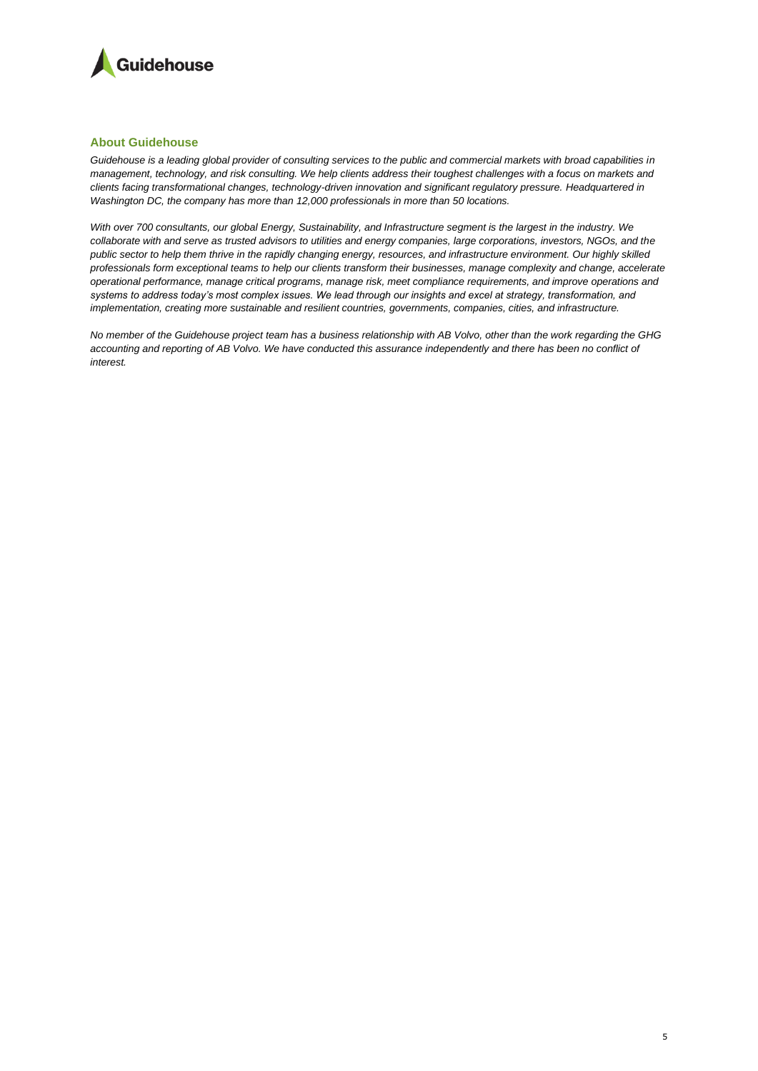## About Guidehouse

*Guidehouse is a leading global provider of consulting services to the public and commercial markets with broad capabilities in management, technology, and risk consulting. We help clients address their toughest challenges with a focus on markets and clients facing transformational changes, technology-driven innovation and significant regulatory pressure. Headquartered in Washington DC, the company has more than 12,000 professionals in more than 50 locations.*

*With over 700 consultants, our global Energy, Sustainability, and Infrastructure segment is the largest in the industry. We collaborate with and serve as trusted advisors to utilities and energy companies, large corporations, investors, NGOs, and the public sector to help them thrive in the rapidly changing energy, resources, and infrastructure environment. Our highly skilled professionals form exceptional teams to help our clients transform their businesses, manage complexity and change, accelerate operational performance, manage critical programs, manage risk, meet compliance requirements, and improve operations and systems to address today's most complex issues. We lead through our insights and excel at strategy, transformation, and implementation, creating more sustainable and resilient countries, governments, companies, cities, and infrastructure.*

*No member of the Guidehouse project team has a business relationship with AB Volvo, other than the work regarding the GHG accounting and reporting of AB Volvo. We have conducted this assurance independently and there has been no conflict of interest.*